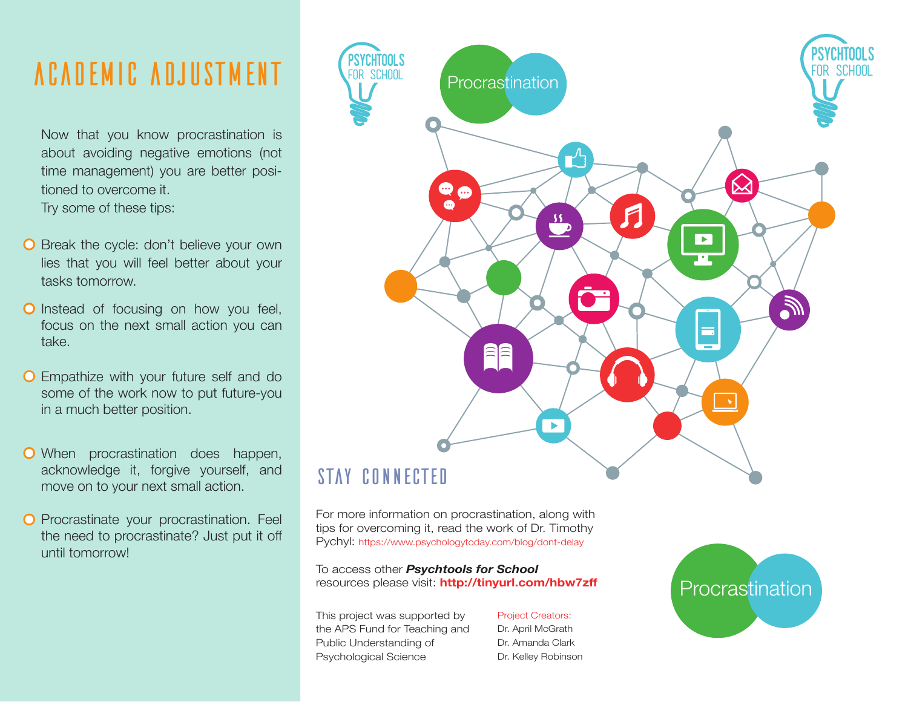# ACADEMIC ADJUSTMENT

Now that you know procrastination is about avoiding negative emotions (not time management) you are better positioned to overcome it.
Try some of these tips:

- Break the cycle: don't believe your own lies that you will feel better about your tasks tomorrow.
- Instead of focusing on how you feel, focus on the next small action you can take.
- Empathize with your future self and do some of the work now to put future-you in a much better position.
- When procrastination does happen, acknowledge it, forgive yourself, and move on to your next small action.
- Procrastinate your procrastination. Feel the need to procrastinate? Just put it off until tomorrow!

PSYCHTOOLS FOR SCHOOL

Procrastination

## STAY CONNECTED

For more information on procrastination, along with tips for overcoming it, read the work of Dr. Timothy Pychyl: https://www.psychologytoday.com/blog/dont-delay

To access other ***Psychtools for School*** resources please visit: **http://tinyurl.com/hbw7zff**

This project was supported by the APS Fund for Teaching and Public Understanding of Psychological Science

Project Creators:
Dr. April McGrath
Dr. Amanda Clark
Dr. Kelley Robinson

PSYCHTOOLS FOR SCHOOL

Procrastination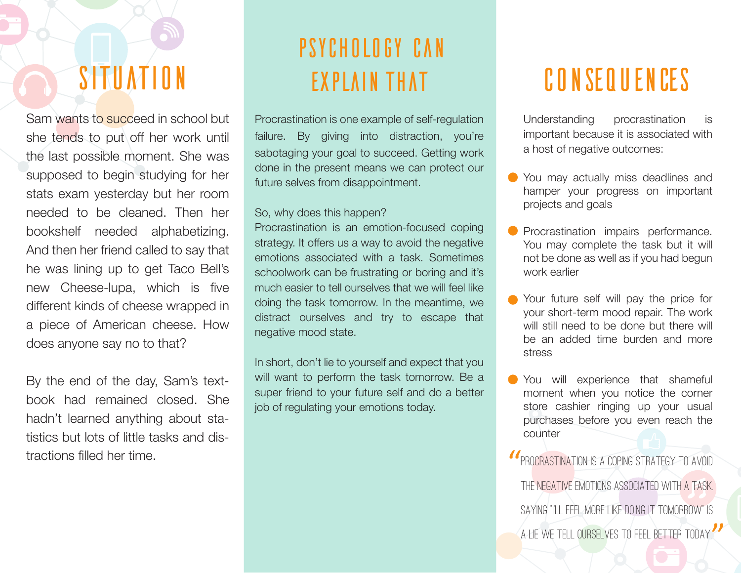# SITUATION

Sam wants to succeed in school but she tends to put off her work until the last possible moment. She was supposed to begin studying for her stats exam yesterday but her room needed to be cleaned. Then her bookshelf needed alphabetizing. And then her friend called to say that he was lining up to get Taco Bell's new Cheese-lupa, which is five different kinds of cheese wrapped in a piece of American cheese. How does anyone say no to that?

By the end of the day, Sam's textbook had remained closed. She hadn't learned anything about statistics but lots of little tasks and distractions filled her time.

# PSYCHOLOGY CAN EXPLAIN THAT

Procrastination is one example of self-regulation failure. By giving into distraction, you're sabotaging your goal to succeed. Getting work done in the present means we can protect our future selves from disappointment.

So, why does this happen?
Procrastination is an emotion-focused coping strategy. It offers us a way to avoid the negative emotions associated with a task. Sometimes schoolwork can be frustrating or boring and it's much easier to tell ourselves that we will feel like doing the task tomorrow. In the meantime, we distract ourselves and try to escape that negative mood state.

In short, don't lie to yourself and expect that you will want to perform the task tomorrow. Be a super friend to your future self and do a better job of regulating your emotions today.

# CONSEQUENCES

Understanding procrastination is important because it is associated with a host of negative outcomes:

- You may actually miss deadlines and hamper your progress on important projects and goals
- Procrastination impairs performance. You may complete the task but it will not be done as well as if you had begun work earlier
- Your future self will pay the price for your short-term mood repair. The work will still need to be done but there will be an added time burden and more stress
- You will experience that shameful moment when you notice the corner store cashier ringing up your usual purchases before you even reach the counter

> "PROCRASTINATION IS A COPING STRATEGY TO AVOID THE NEGATIVE EMOTIONS ASSOCIATED WITH A TASK. SAYING 'ILL FEEL MORE LIKE DOING IT TOMORROW' IS A LIE WE TELL OURSELVES TO FEEL BETTER TODAY."